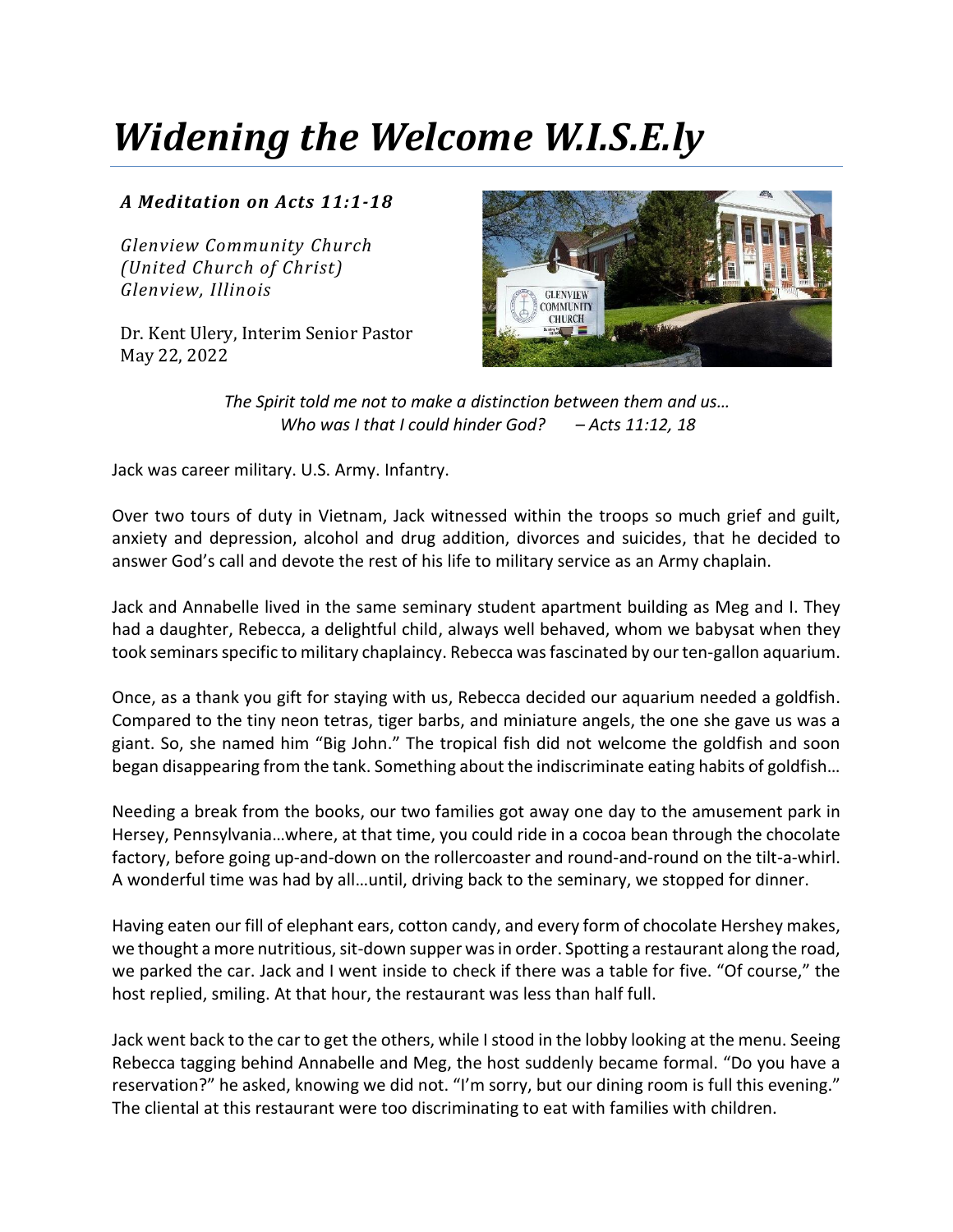# *Widening the Welcome W.I.S.E.ly*

***A Meditation on Acts 11:1-18***

*Glenview Community Church*
*(United Church of Christ)*
*Glenview, Illinois*

Dr. Kent Ulery, Interim Senior Pastor
May 22, 2022

*The Spirit told me not to make a distinction between them and us…*
*Who was I that I could hinder God? – Acts 11:12, 18*

Jack was career military. U.S. Army. Infantry.

Over two tours of duty in Vietnam, Jack witnessed within the troops so much grief and guilt, anxiety and depression, alcohol and drug addition, divorces and suicides, that he decided to answer God's call and devote the rest of his life to military service as an Army chaplain.

Jack and Annabelle lived in the same seminary student apartment building as Meg and I. They had a daughter, Rebecca, a delightful child, always well behaved, whom we babysat when they took seminars specific to military chaplaincy. Rebecca was fascinated by our ten-gallon aquarium.

Once, as a thank you gift for staying with us, Rebecca decided our aquarium needed a goldfish. Compared to the tiny neon tetras, tiger barbs, and miniature angels, the one she gave us was a giant. So, she named him "Big John." The tropical fish did not welcome the goldfish and soon began disappearing from the tank. Something about the indiscriminate eating habits of goldfish…

Needing a break from the books, our two families got away one day to the amusement park in Hersey, Pennsylvania…where, at that time, you could ride in a cocoa bean through the chocolate factory, before going up-and-down on the rollercoaster and round-and-round on the tilt-a-whirl. A wonderful time was had by all…until, driving back to the seminary, we stopped for dinner.

Having eaten our fill of elephant ears, cotton candy, and every form of chocolate Hershey makes, we thought a more nutritious, sit-down supper was in order. Spotting a restaurant along the road, we parked the car. Jack and I went inside to check if there was a table for five. "Of course," the host replied, smiling. At that hour, the restaurant was less than half full.

Jack went back to the car to get the others, while I stood in the lobby looking at the menu. Seeing Rebecca tagging behind Annabelle and Meg, the host suddenly became formal. "Do you have a reservation?" he asked, knowing we did not. "I'm sorry, but our dining room is full this evening." The cliental at this restaurant were too discriminating to eat with families with children.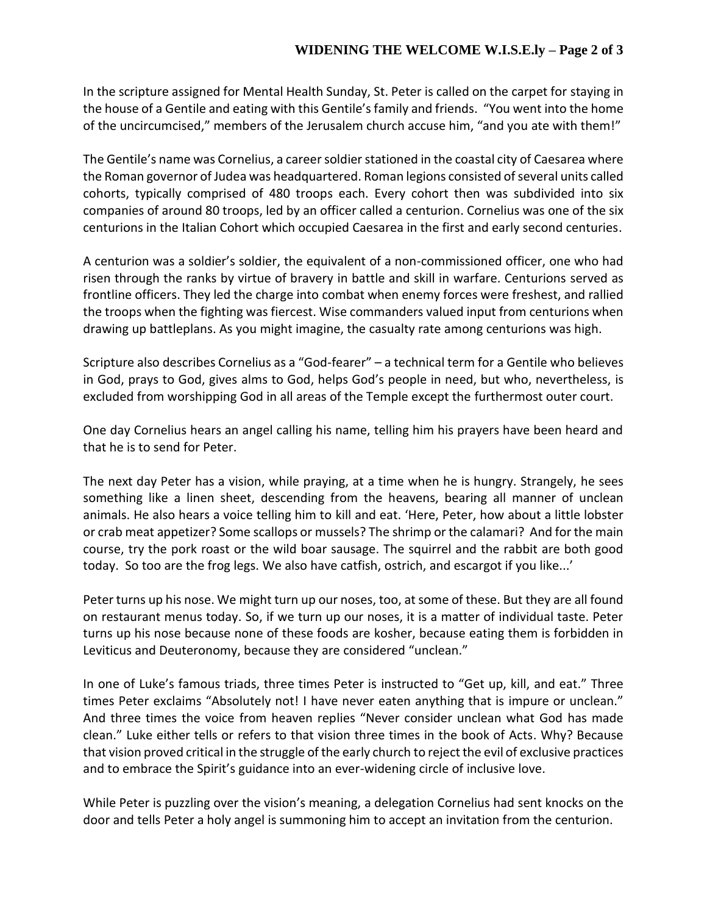In the scripture assigned for Mental Health Sunday, St. Peter is called on the carpet for staying in the house of a Gentile and eating with this Gentile's family and friends. "You went into the home of the uncircumcised," members of the Jerusalem church accuse him, "and you ate with them!"

The Gentile's name was Cornelius, a career soldier stationed in the coastal city of Caesarea where the Roman governor of Judea was headquartered. Roman legions consisted of several units called cohorts, typically comprised of 480 troops each. Every cohort then was subdivided into six companies of around 80 troops, led by an officer called a centurion. Cornelius was one of the six centurions in the Italian Cohort which occupied Caesarea in the first and early second centuries.

A centurion was a soldier's soldier, the equivalent of a non-commissioned officer, one who had risen through the ranks by virtue of bravery in battle and skill in warfare. Centurions served as frontline officers. They led the charge into combat when enemy forces were freshest, and rallied the troops when the fighting was fiercest. Wise commanders valued input from centurions when drawing up battleplans. As you might imagine, the casualty rate among centurions was high.

Scripture also describes Cornelius as a "God-fearer" – a technical term for a Gentile who believes in God, prays to God, gives alms to God, helps God's people in need, but who, nevertheless, is excluded from worshipping God in all areas of the Temple except the furthermost outer court.

One day Cornelius hears an angel calling his name, telling him his prayers have been heard and that he is to send for Peter.

The next day Peter has a vision, while praying, at a time when he is hungry. Strangely, he sees something like a linen sheet, descending from the heavens, bearing all manner of unclean animals. He also hears a voice telling him to kill and eat. 'Here, Peter, how about a little lobster or crab meat appetizer? Some scallops or mussels? The shrimp or the calamari? And for the main course, try the pork roast or the wild boar sausage. The squirrel and the rabbit are both good today. So too are the frog legs. We also have catfish, ostrich, and escargot if you like...'

Peter turns up his nose. We might turn up our noses, too, at some of these. But they are all found on restaurant menus today. So, if we turn up our noses, it is a matter of individual taste. Peter turns up his nose because none of these foods are kosher, because eating them is forbidden in Leviticus and Deuteronomy, because they are considered "unclean."

In one of Luke's famous triads, three times Peter is instructed to "Get up, kill, and eat." Three times Peter exclaims "Absolutely not! I have never eaten anything that is impure or unclean." And three times the voice from heaven replies "Never consider unclean what God has made clean." Luke either tells or refers to that vision three times in the book of Acts. Why? Because that vision proved critical in the struggle of the early church to reject the evil of exclusive practices and to embrace the Spirit's guidance into an ever-widening circle of inclusive love.

While Peter is puzzling over the vision's meaning, a delegation Cornelius had sent knocks on the door and tells Peter a holy angel is summoning him to accept an invitation from the centurion.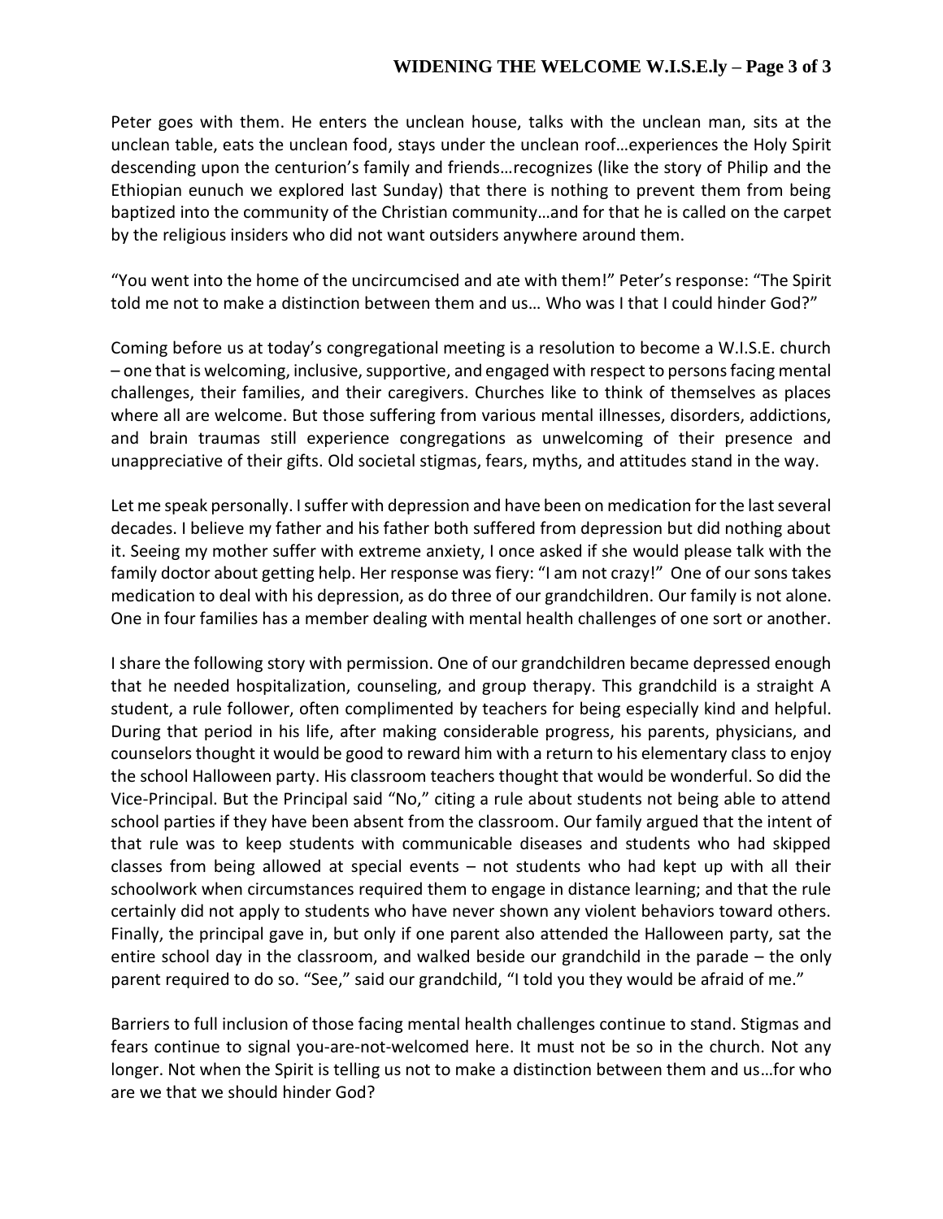Peter goes with them. He enters the unclean house, talks with the unclean man, sits at the unclean table, eats the unclean food, stays under the unclean roof…experiences the Holy Spirit descending upon the centurion's family and friends…recognizes (like the story of Philip and the Ethiopian eunuch we explored last Sunday) that there is nothing to prevent them from being baptized into the community of the Christian community…and for that he is called on the carpet by the religious insiders who did not want outsiders anywhere around them.

"You went into the home of the uncircumcised and ate with them!" Peter's response: "The Spirit told me not to make a distinction between them and us… Who was I that I could hinder God?"

Coming before us at today's congregational meeting is a resolution to become a W.I.S.E. church – one that is welcoming, inclusive, supportive, and engaged with respect to persons facing mental challenges, their families, and their caregivers. Churches like to think of themselves as places where all are welcome. But those suffering from various mental illnesses, disorders, addictions, and brain traumas still experience congregations as unwelcoming of their presence and unappreciative of their gifts. Old societal stigmas, fears, myths, and attitudes stand in the way.

Let me speak personally. I suffer with depression and have been on medication for the last several decades. I believe my father and his father both suffered from depression but did nothing about it. Seeing my mother suffer with extreme anxiety, I once asked if she would please talk with the family doctor about getting help. Her response was fiery: "I am not crazy!" One of our sons takes medication to deal with his depression, as do three of our grandchildren. Our family is not alone. One in four families has a member dealing with mental health challenges of one sort or another.

I share the following story with permission. One of our grandchildren became depressed enough that he needed hospitalization, counseling, and group therapy. This grandchild is a straight A student, a rule follower, often complimented by teachers for being especially kind and helpful. During that period in his life, after making considerable progress, his parents, physicians, and counselors thought it would be good to reward him with a return to his elementary class to enjoy the school Halloween party. His classroom teachers thought that would be wonderful. So did the Vice-Principal. But the Principal said "No," citing a rule about students not being able to attend school parties if they have been absent from the classroom. Our family argued that the intent of that rule was to keep students with communicable diseases and students who had skipped classes from being allowed at special events – not students who had kept up with all their schoolwork when circumstances required them to engage in distance learning; and that the rule certainly did not apply to students who have never shown any violent behaviors toward others. Finally, the principal gave in, but only if one parent also attended the Halloween party, sat the entire school day in the classroom, and walked beside our grandchild in the parade – the only parent required to do so. "See," said our grandchild, "I told you they would be afraid of me."

Barriers to full inclusion of those facing mental health challenges continue to stand. Stigmas and fears continue to signal you-are-not-welcomed here. It must not be so in the church. Not any longer. Not when the Spirit is telling us not to make a distinction between them and us…for who are we that we should hinder God?